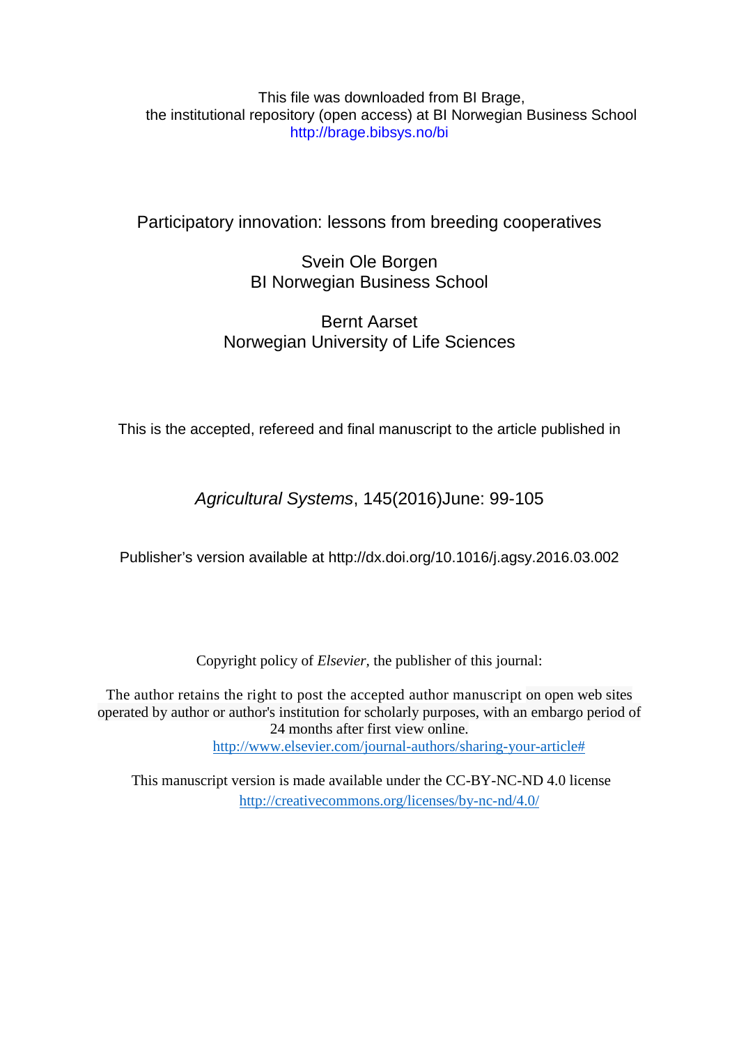This file was downloaded from BI Brage,
the institutional repository (open access) at BI Norwegian Business School
http://brage.bibsys.no/bi

# Participatory innovation: lessons from breeding cooperatives

Svein Ole Borgen
BI Norwegian Business School

Bernt Aarset
Norwegian University of Life Sciences

This is the accepted, refereed and final manuscript to the article published in

*Agricultural Systems*, 145(2016)June: 99-105

Publisher's version available at http://dx.doi.org/10.1016/j.agsy.2016.03.002

Copyright policy of *Elsevier,* the publisher of this journal:

The author retains the right to post the accepted author manuscript on open web sites operated by author or author's institution for scholarly purposes, with an embargo period of 24 months after first view online.
http://www.elsevier.com/journal-authors/sharing-your-article#

This manuscript version is made available under the CC-BY-NC-ND 4.0 license
http://creativecommons.org/licenses/by-nc-nd/4.0/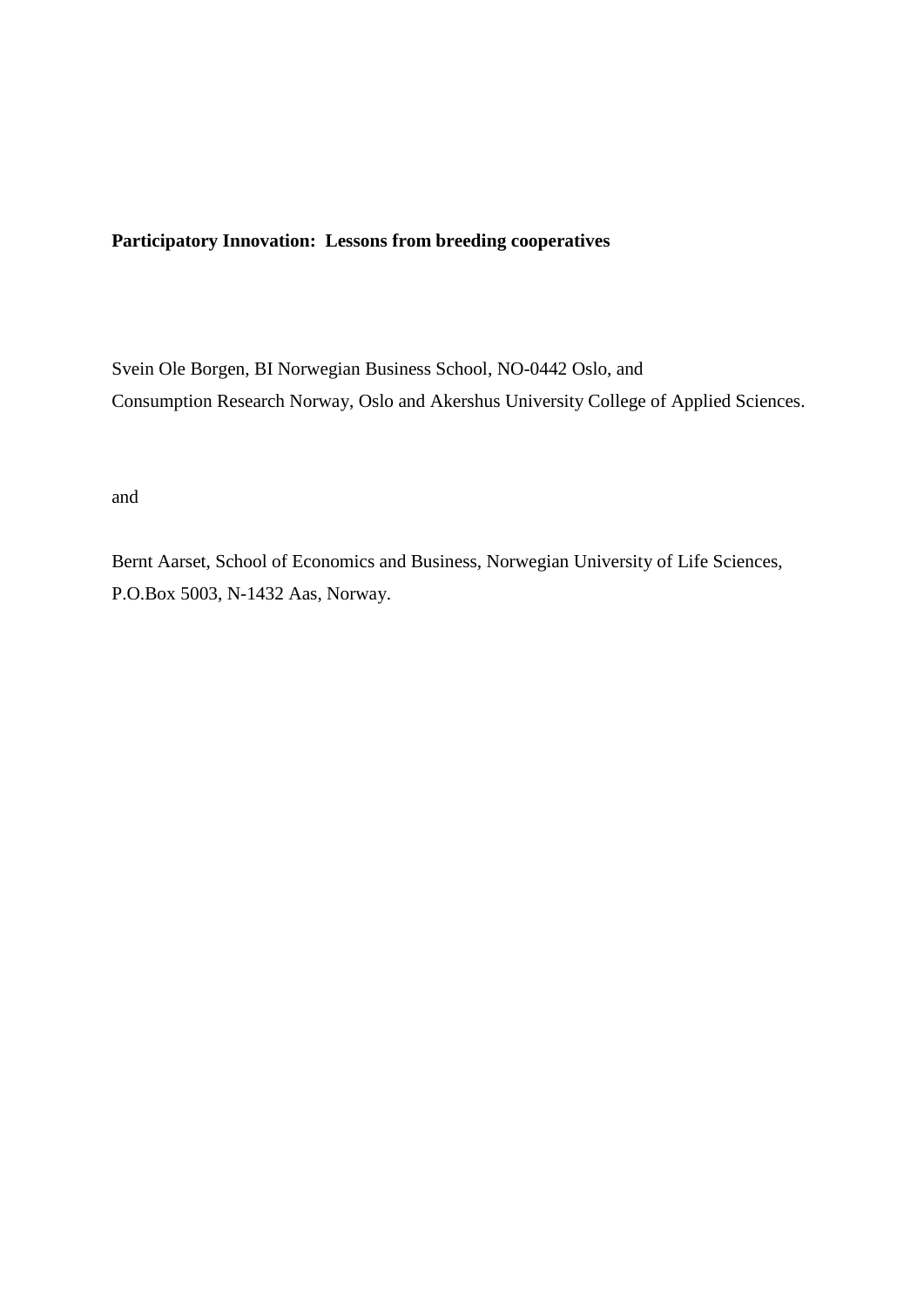**Participatory Innovation: Lessons from breeding cooperatives**

Svein Ole Borgen, BI Norwegian Business School, NO-0442 Oslo, and
Consumption Research Norway, Oslo and Akershus University College of Applied Sciences.

and

Bernt Aarset, School of Economics and Business, Norwegian University of Life Sciences,
P.O.Box 5003, N-1432 Aas, Norway.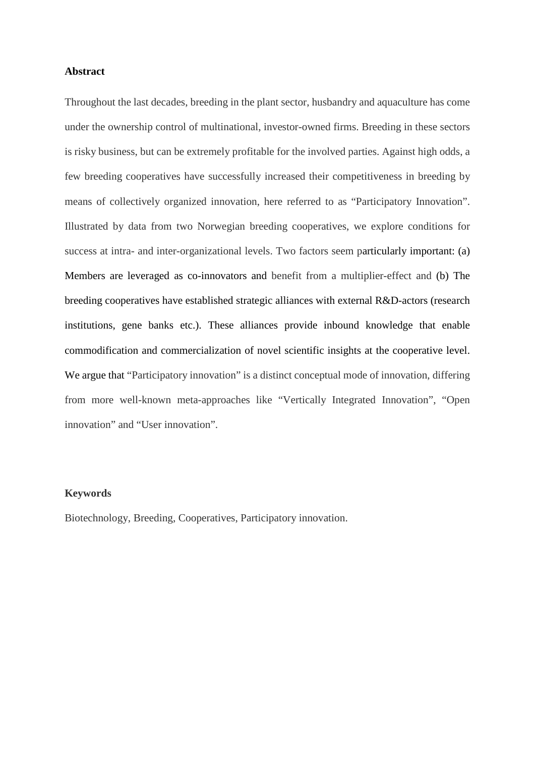**Abstract**

Throughout the last decades, breeding in the plant sector, husbandry and aquaculture has come under the ownership control of multinational, investor-owned firms. Breeding in these sectors is risky business, but can be extremely profitable for the involved parties. Against high odds, a few breeding cooperatives have successfully increased their competitiveness in breeding by means of collectively organized innovation, here referred to as "Participatory Innovation". Illustrated by data from two Norwegian breeding cooperatives, we explore conditions for success at intra- and inter-organizational levels. Two factors seem particularly important: (a) Members are leveraged as co-innovators and benefit from a multiplier-effect and (b) The breeding cooperatives have established strategic alliances with external R&D-actors (research institutions, gene banks etc.). These alliances provide inbound knowledge that enable commodification and commercialization of novel scientific insights at the cooperative level. We argue that "Participatory innovation" is a distinct conceptual mode of innovation, differing from more well-known meta-approaches like "Vertically Integrated Innovation", "Open innovation" and "User innovation".

**Keywords**

Biotechnology, Breeding, Cooperatives, Participatory innovation.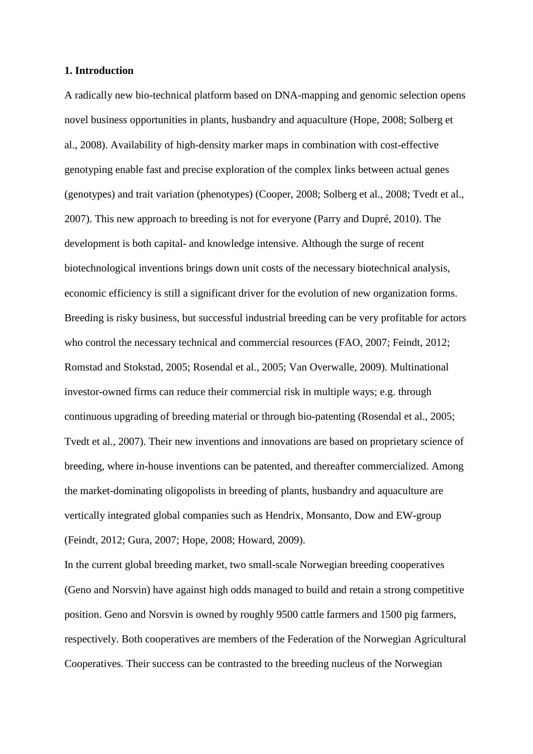**1. Introduction**

A radically new bio-technical platform based on DNA-mapping and genomic selection opens novel business opportunities in plants, husbandry and aquaculture (Hope, 2008; Solberg et al., 2008). Availability of high-density marker maps in combination with cost-effective genotyping enable fast and precise exploration of the complex links between actual genes (genotypes) and trait variation (phenotypes) (Cooper, 2008; Solberg et al., 2008; Tvedt et al., 2007). This new approach to breeding is not for everyone (Parry and Dupré, 2010). The development is both capital- and knowledge intensive. Although the surge of recent biotechnological inventions brings down unit costs of the necessary biotechnical analysis, economic efficiency is still a significant driver for the evolution of new organization forms. Breeding is risky business, but successful industrial breeding can be very profitable for actors who control the necessary technical and commercial resources (FAO, 2007; Feindt, 2012; Romstad and Stokstad, 2005; Rosendal et al., 2005; Van Overwalle, 2009). Multinational investor-owned firms can reduce their commercial risk in multiple ways; e.g. through continuous upgrading of breeding material or through bio-patenting (Rosendal et al., 2005; Tvedt et al., 2007). Their new inventions and innovations are based on proprietary science of breeding, where in-house inventions can be patented, and thereafter commercialized. Among the market-dominating oligopolists in breeding of plants, husbandry and aquaculture are vertically integrated global companies such as Hendrix, Monsanto, Dow and EW-group (Feindt, 2012; Gura, 2007; Hope, 2008; Howard, 2009).

In the current global breeding market, two small-scale Norwegian breeding cooperatives (Geno and Norsvin) have against high odds managed to build and retain a strong competitive position. Geno and Norsvin is owned by roughly 9500 cattle farmers and 1500 pig farmers, respectively. Both cooperatives are members of the Federation of the Norwegian Agricultural Cooperatives. Their success can be contrasted to the breeding nucleus of the Norwegian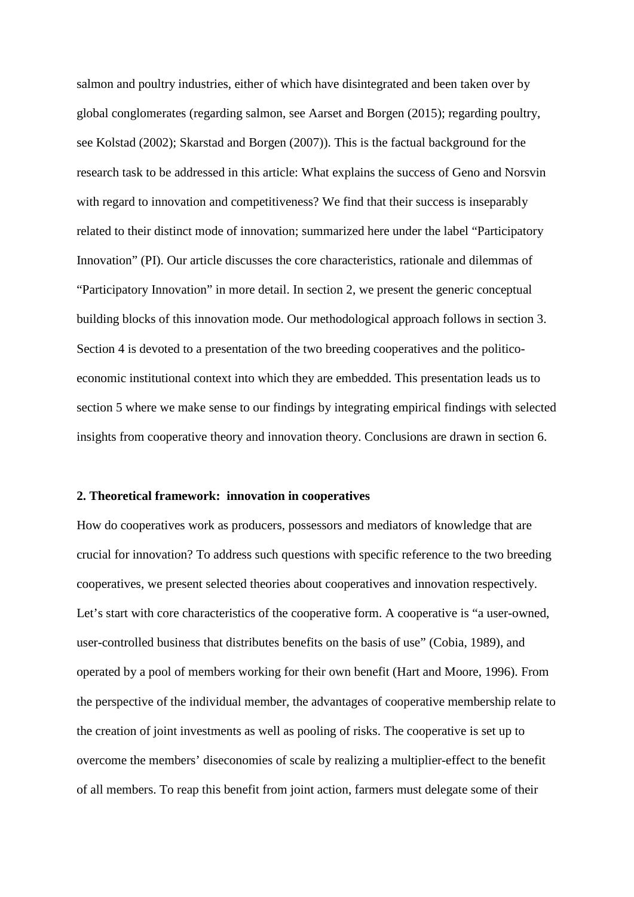salmon and poultry industries, either of which have disintegrated and been taken over by global conglomerates (regarding salmon, see Aarset and Borgen (2015); regarding poultry, see Kolstad (2002); Skarstad and Borgen (2007)). This is the factual background for the research task to be addressed in this article: What explains the success of Geno and Norsvin with regard to innovation and competitiveness? We find that their success is inseparably related to their distinct mode of innovation; summarized here under the label "Participatory Innovation" (PI). Our article discusses the core characteristics, rationale and dilemmas of "Participatory Innovation" in more detail. In section 2, we present the generic conceptual building blocks of this innovation mode. Our methodological approach follows in section 3. Section 4 is devoted to a presentation of the two breeding cooperatives and the politico-economic institutional context into which they are embedded. This presentation leads us to section 5 where we make sense to our findings by integrating empirical findings with selected insights from cooperative theory and innovation theory. Conclusions are drawn in section 6.

## 2. Theoretical framework: innovation in cooperatives

How do cooperatives work as producers, possessors and mediators of knowledge that are crucial for innovation? To address such questions with specific reference to the two breeding cooperatives, we present selected theories about cooperatives and innovation respectively. Let's start with core characteristics of the cooperative form. A cooperative is "a user-owned, user-controlled business that distributes benefits on the basis of use" (Cobia, 1989), and operated by a pool of members working for their own benefit (Hart and Moore, 1996). From the perspective of the individual member, the advantages of cooperative membership relate to the creation of joint investments as well as pooling of risks. The cooperative is set up to overcome the members' diseconomies of scale by realizing a multiplier-effect to the benefit of all members. To reap this benefit from joint action, farmers must delegate some of their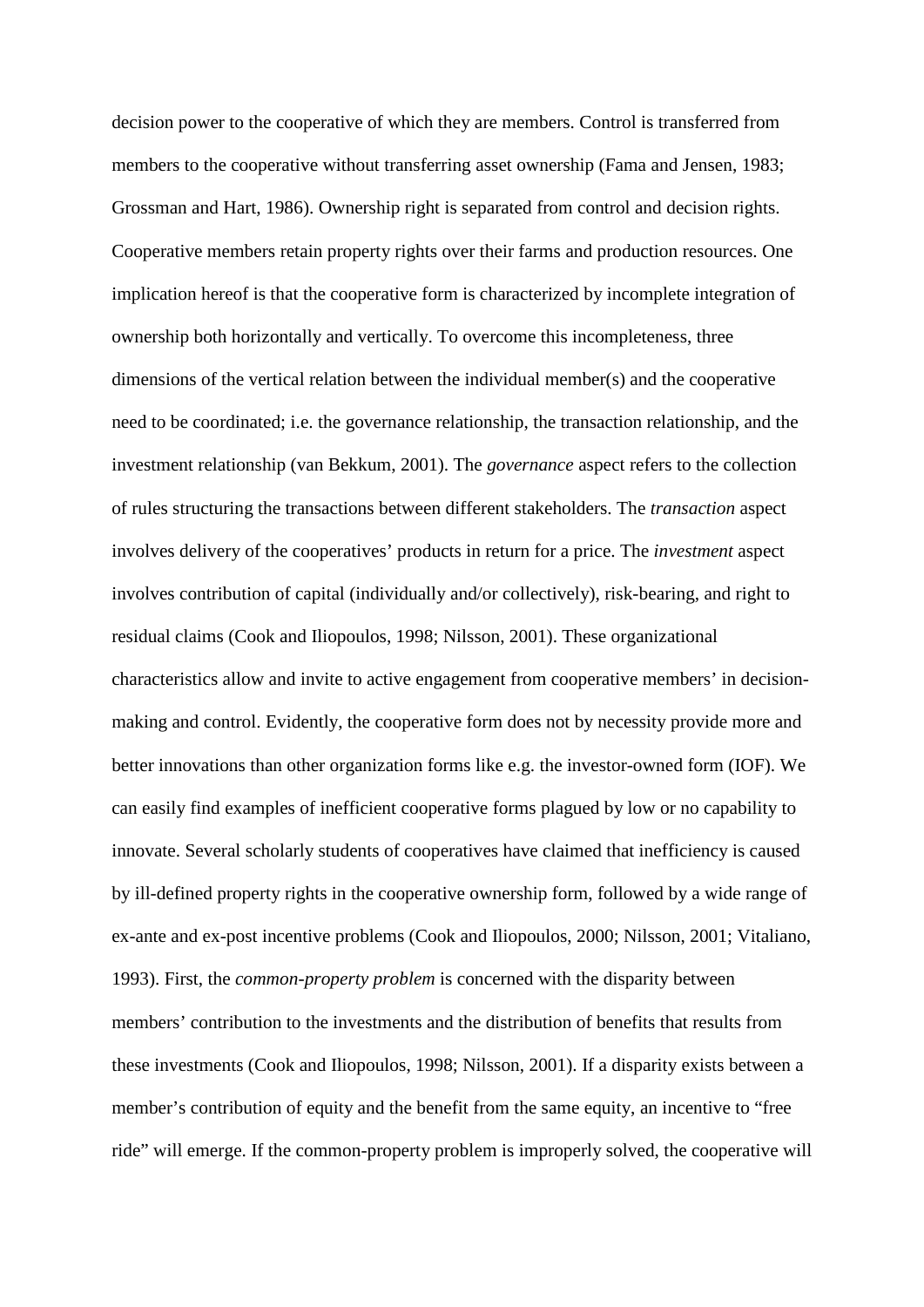decision power to the cooperative of which they are members. Control is transferred from members to the cooperative without transferring asset ownership (Fama and Jensen, 1983; Grossman and Hart, 1986). Ownership right is separated from control and decision rights. Cooperative members retain property rights over their farms and production resources. One implication hereof is that the cooperative form is characterized by incomplete integration of ownership both horizontally and vertically. To overcome this incompleteness, three dimensions of the vertical relation between the individual member(s) and the cooperative need to be coordinated; i.e. the governance relationship, the transaction relationship, and the investment relationship (van Bekkum, 2001). The *governance* aspect refers to the collection of rules structuring the transactions between different stakeholders. The *transaction* aspect involves delivery of the cooperatives' products in return for a price. The *investment* aspect involves contribution of capital (individually and/or collectively), risk-bearing, and right to residual claims (Cook and Iliopoulos, 1998; Nilsson, 2001). These organizational characteristics allow and invite to active engagement from cooperative members' in decision-making and control. Evidently, the cooperative form does not by necessity provide more and better innovations than other organization forms like e.g. the investor-owned form (IOF). We can easily find examples of inefficient cooperative forms plagued by low or no capability to innovate. Several scholarly students of cooperatives have claimed that inefficiency is caused by ill-defined property rights in the cooperative ownership form, followed by a wide range of ex-ante and ex-post incentive problems (Cook and Iliopoulos, 2000; Nilsson, 2001; Vitaliano, 1993). First, the *common-property problem* is concerned with the disparity between members' contribution to the investments and the distribution of benefits that results from these investments (Cook and Iliopoulos, 1998; Nilsson, 2001). If a disparity exists between a member's contribution of equity and the benefit from the same equity, an incentive to "free ride" will emerge. If the common-property problem is improperly solved, the cooperative will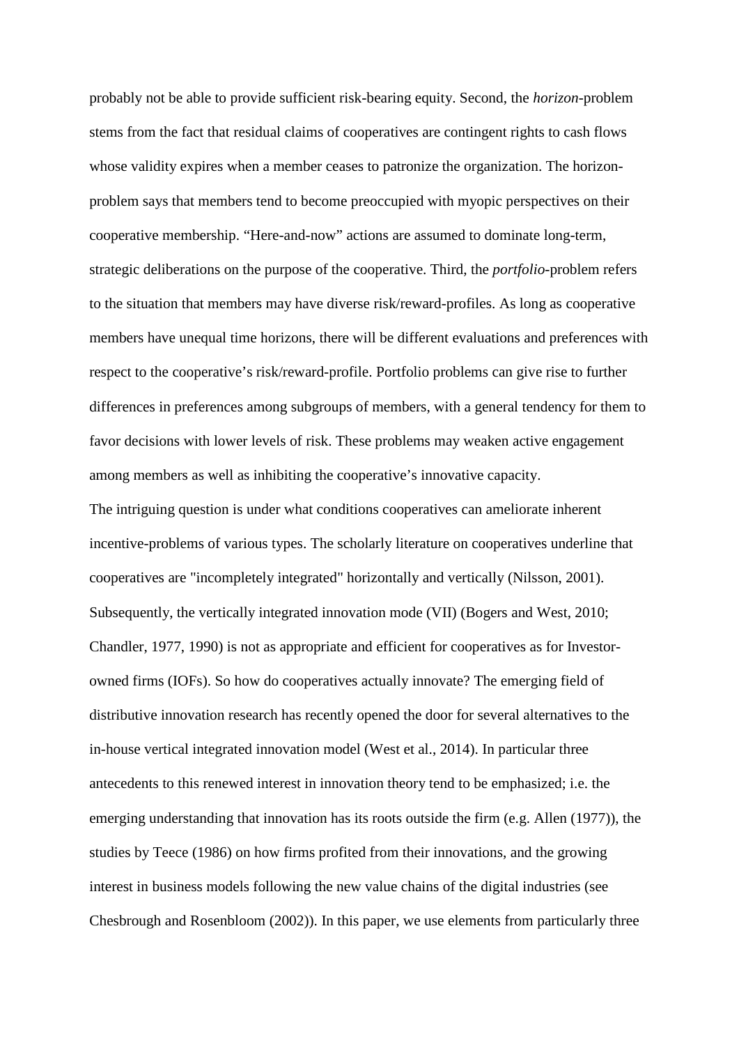probably not be able to provide sufficient risk-bearing equity. Second, the *horizon*-problem stems from the fact that residual claims of cooperatives are contingent rights to cash flows whose validity expires when a member ceases to patronize the organization. The horizon-problem says that members tend to become preoccupied with myopic perspectives on their cooperative membership. “Here-and-now” actions are assumed to dominate long-term, strategic deliberations on the purpose of the cooperative. Third, the *portfolio*-problem refers to the situation that members may have diverse risk/reward-profiles. As long as cooperative members have unequal time horizons, there will be different evaluations and preferences with respect to the cooperative’s risk/reward-profile. Portfolio problems can give rise to further differences in preferences among subgroups of members, with a general tendency for them to favor decisions with lower levels of risk. These problems may weaken active engagement among members as well as inhibiting the cooperative’s innovative capacity.

The intriguing question is under what conditions cooperatives can ameliorate inherent incentive-problems of various types. The scholarly literature on cooperatives underline that cooperatives are "incompletely integrated" horizontally and vertically (Nilsson, 2001). Subsequently, the vertically integrated innovation mode (VII) (Bogers and West, 2010; Chandler, 1977, 1990) is not as appropriate and efficient for cooperatives as for Investor-owned firms (IOFs). So how do cooperatives actually innovate? The emerging field of distributive innovation research has recently opened the door for several alternatives to the in-house vertical integrated innovation model (West et al., 2014). In particular three antecedents to this renewed interest in innovation theory tend to be emphasized; i.e. the emerging understanding that innovation has its roots outside the firm (e.g. Allen (1977)), the studies by Teece (1986) on how firms profited from their innovations, and the growing interest in business models following the new value chains of the digital industries (see Chesbrough and Rosenbloom (2002)). In this paper, we use elements from particularly three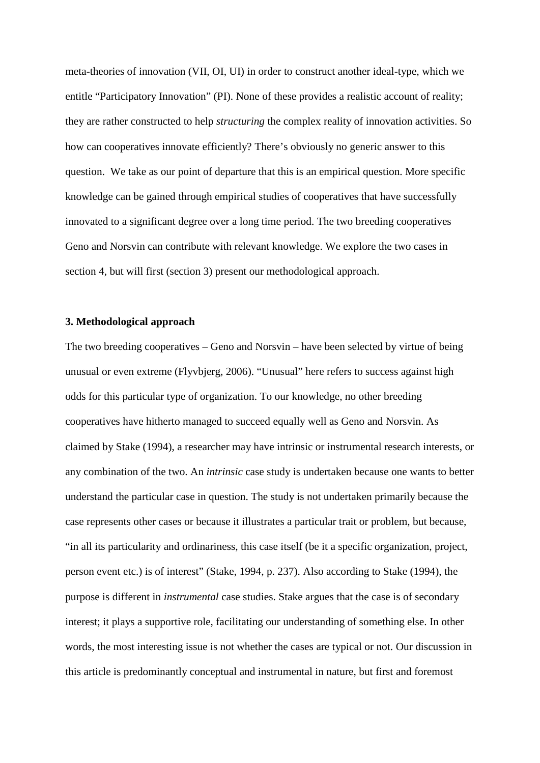meta-theories of innovation (VII, OI, UI) in order to construct another ideal-type, which we entitle "Participatory Innovation" (PI). None of these provides a realistic account of reality; they are rather constructed to help *structuring* the complex reality of innovation activities. So how can cooperatives innovate efficiently? There's obviously no generic answer to this question. We take as our point of departure that this is an empirical question. More specific knowledge can be gained through empirical studies of cooperatives that have successfully innovated to a significant degree over a long time period. The two breeding cooperatives Geno and Norsvin can contribute with relevant knowledge. We explore the two cases in section 4, but will first (section 3) present our methodological approach.

### 3. Methodological approach

The two breeding cooperatives – Geno and Norsvin – have been selected by virtue of being unusual or even extreme (Flyvbjerg, 2006). "Unusual" here refers to success against high odds for this particular type of organization. To our knowledge, no other breeding cooperatives have hitherto managed to succeed equally well as Geno and Norsvin. As claimed by Stake (1994), a researcher may have intrinsic or instrumental research interests, or any combination of the two. An *intrinsic* case study is undertaken because one wants to better understand the particular case in question. The study is not undertaken primarily because the case represents other cases or because it illustrates a particular trait or problem, but because, "in all its particularity and ordinariness, this case itself (be it a specific organization, project, person event etc.) is of interest" (Stake, 1994, p. 237). Also according to Stake (1994), the purpose is different in *instrumental* case studies. Stake argues that the case is of secondary interest; it plays a supportive role, facilitating our understanding of something else. In other words, the most interesting issue is not whether the cases are typical or not. Our discussion in this article is predominantly conceptual and instrumental in nature, but first and foremost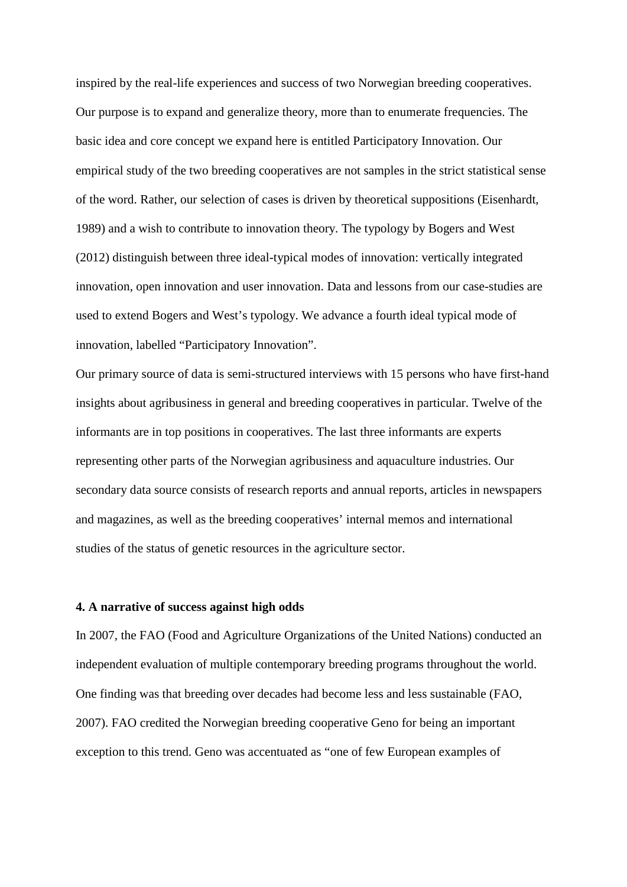inspired by the real-life experiences and success of two Norwegian breeding cooperatives. Our purpose is to expand and generalize theory, more than to enumerate frequencies. The basic idea and core concept we expand here is entitled Participatory Innovation. Our empirical study of the two breeding cooperatives are not samples in the strict statistical sense of the word. Rather, our selection of cases is driven by theoretical suppositions (Eisenhardt, 1989) and a wish to contribute to innovation theory. The typology by Bogers and West (2012) distinguish between three ideal-typical modes of innovation: vertically integrated innovation, open innovation and user innovation. Data and lessons from our case-studies are used to extend Bogers and West's typology. We advance a fourth ideal typical mode of innovation, labelled "Participatory Innovation".

Our primary source of data is semi-structured interviews with 15 persons who have first-hand insights about agribusiness in general and breeding cooperatives in particular. Twelve of the informants are in top positions in cooperatives. The last three informants are experts representing other parts of the Norwegian agribusiness and aquaculture industries. Our secondary data source consists of research reports and annual reports, articles in newspapers and magazines, as well as the breeding cooperatives' internal memos and international studies of the status of genetic resources in the agriculture sector.

**4. A narrative of success against high odds**

In 2007, the FAO (Food and Agriculture Organizations of the United Nations) conducted an independent evaluation of multiple contemporary breeding programs throughout the world. One finding was that breeding over decades had become less and less sustainable (FAO, 2007). FAO credited the Norwegian breeding cooperative Geno for being an important exception to this trend. Geno was accentuated as "one of few European examples of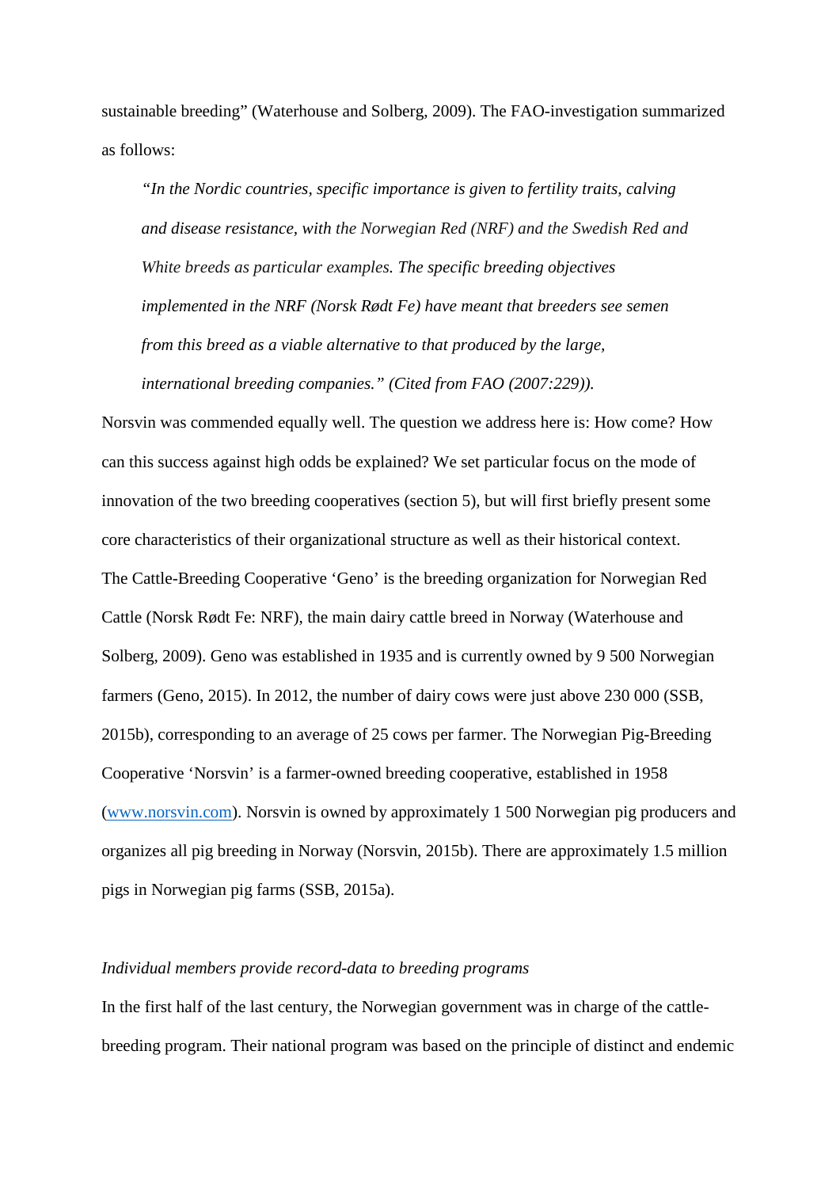sustainable breeding" (Waterhouse and Solberg, 2009). The FAO-investigation summarized as follows:

> *"In the Nordic countries, specific importance is given to fertility traits, calving and disease resistance, with the Norwegian Red (NRF) and the Swedish Red and White breeds as particular examples. The specific breeding objectives implemented in the NRF (Norsk Rødt Fe) have meant that breeders see semen from this breed as a viable alternative to that produced by the large, international breeding companies." (Cited from FAO (2007:229)).*

Norsvin was commended equally well. The question we address here is: How come? How can this success against high odds be explained? We set particular focus on the mode of innovation of the two breeding cooperatives (section 5), but will first briefly present some core characteristics of their organizational structure as well as their historical context.

The Cattle-Breeding Cooperative 'Geno' is the breeding organization for Norwegian Red Cattle (Norsk Rødt Fe: NRF), the main dairy cattle breed in Norway (Waterhouse and Solberg, 2009). Geno was established in 1935 and is currently owned by 9 500 Norwegian farmers (Geno, 2015). In 2012, the number of dairy cows were just above 230 000 (SSB, 2015b), corresponding to an average of 25 cows per farmer. The Norwegian Pig-Breeding Cooperative 'Norsvin' is a farmer-owned breeding cooperative, established in 1958 (www.norsvin.com). Norsvin is owned by approximately 1 500 Norwegian pig producers and organizes all pig breeding in Norway (Norsvin, 2015b). There are approximately 1.5 million pigs in Norwegian pig farms (SSB, 2015a).

*Individual members provide record-data to breeding programs*

In the first half of the last century, the Norwegian government was in charge of the cattle-breeding program. Their national program was based on the principle of distinct and endemic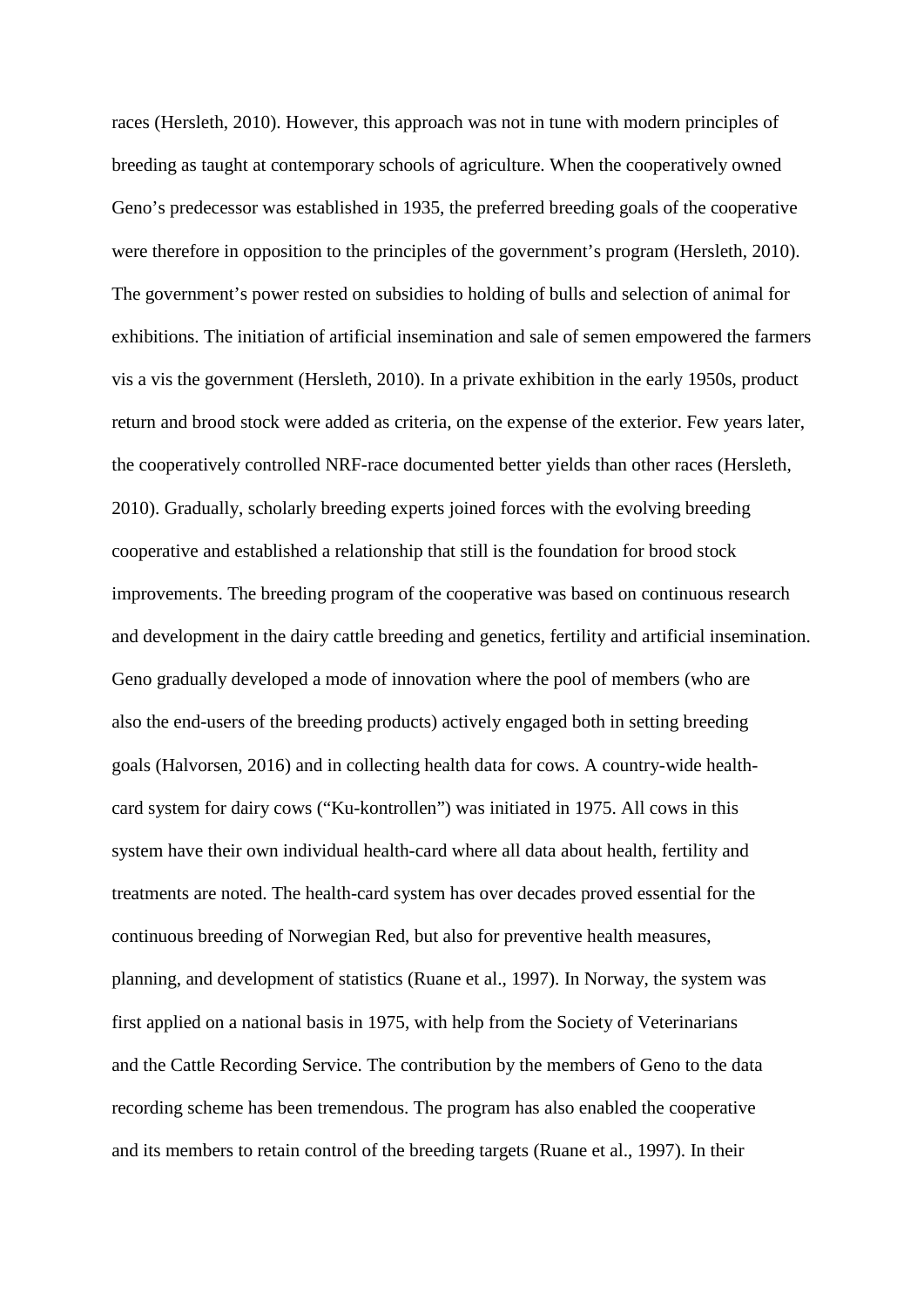races (Hersleth, 2010). However, this approach was not in tune with modern principles of breeding as taught at contemporary schools of agriculture. When the cooperatively owned Geno's predecessor was established in 1935, the preferred breeding goals of the cooperative were therefore in opposition to the principles of the government's program (Hersleth, 2010). The government's power rested on subsidies to holding of bulls and selection of animal for exhibitions. The initiation of artificial insemination and sale of semen empowered the farmers vis a vis the government (Hersleth, 2010). In a private exhibition in the early 1950s, product return and brood stock were added as criteria, on the expense of the exterior. Few years later, the cooperatively controlled NRF-race documented better yields than other races (Hersleth, 2010). Gradually, scholarly breeding experts joined forces with the evolving breeding cooperative and established a relationship that still is the foundation for brood stock improvements. The breeding program of the cooperative was based on continuous research and development in the dairy cattle breeding and genetics, fertility and artificial insemination. Geno gradually developed a mode of innovation where the pool of members (who are also the end-users of the breeding products) actively engaged both in setting breeding goals (Halvorsen, 2016) and in collecting health data for cows. A country-wide health-card system for dairy cows ("Ku-kontrollen") was initiated in 1975. All cows in this system have their own individual health-card where all data about health, fertility and treatments are noted. The health-card system has over decades proved essential for the continuous breeding of Norwegian Red, but also for preventive health measures, planning, and development of statistics (Ruane et al., 1997). In Norway, the system was first applied on a national basis in 1975, with help from the Society of Veterinarians and the Cattle Recording Service. The contribution by the members of Geno to the data recording scheme has been tremendous. The program has also enabled the cooperative and its members to retain control of the breeding targets (Ruane et al., 1997). In their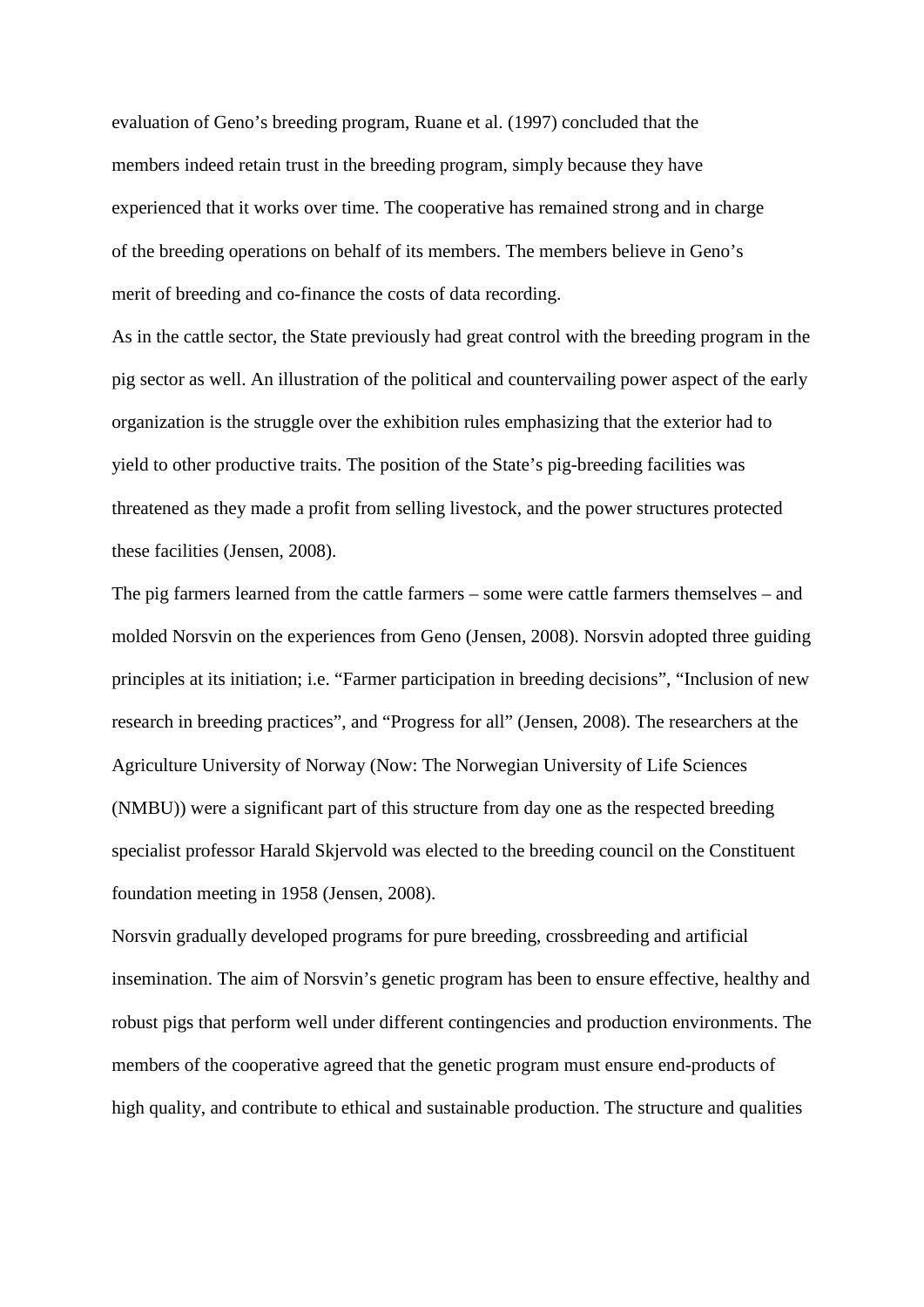evaluation of Geno's breeding program, Ruane et al. (1997) concluded that the members indeed retain trust in the breeding program, simply because they have experienced that it works over time. The cooperative has remained strong and in charge of the breeding operations on behalf of its members. The members believe in Geno's merit of breeding and co-finance the costs of data recording.

As in the cattle sector, the State previously had great control with the breeding program in the pig sector as well. An illustration of the political and countervailing power aspect of the early organization is the struggle over the exhibition rules emphasizing that the exterior had to yield to other productive traits. The position of the State's pig-breeding facilities was threatened as they made a profit from selling livestock, and the power structures protected these facilities (Jensen, 2008).

The pig farmers learned from the cattle farmers – some were cattle farmers themselves – and molded Norsvin on the experiences from Geno (Jensen, 2008). Norsvin adopted three guiding principles at its initiation; i.e. "Farmer participation in breeding decisions", "Inclusion of new research in breeding practices", and "Progress for all" (Jensen, 2008). The researchers at the Agriculture University of Norway (Now: The Norwegian University of Life Sciences (NMBU)) were a significant part of this structure from day one as the respected breeding specialist professor Harald Skjervold was elected to the breeding council on the Constituent foundation meeting in 1958 (Jensen, 2008).

Norsvin gradually developed programs for pure breeding, crossbreeding and artificial insemination. The aim of Norsvin's genetic program has been to ensure effective, healthy and robust pigs that perform well under different contingencies and production environments. The members of the cooperative agreed that the genetic program must ensure end-products of high quality, and contribute to ethical and sustainable production. The structure and qualities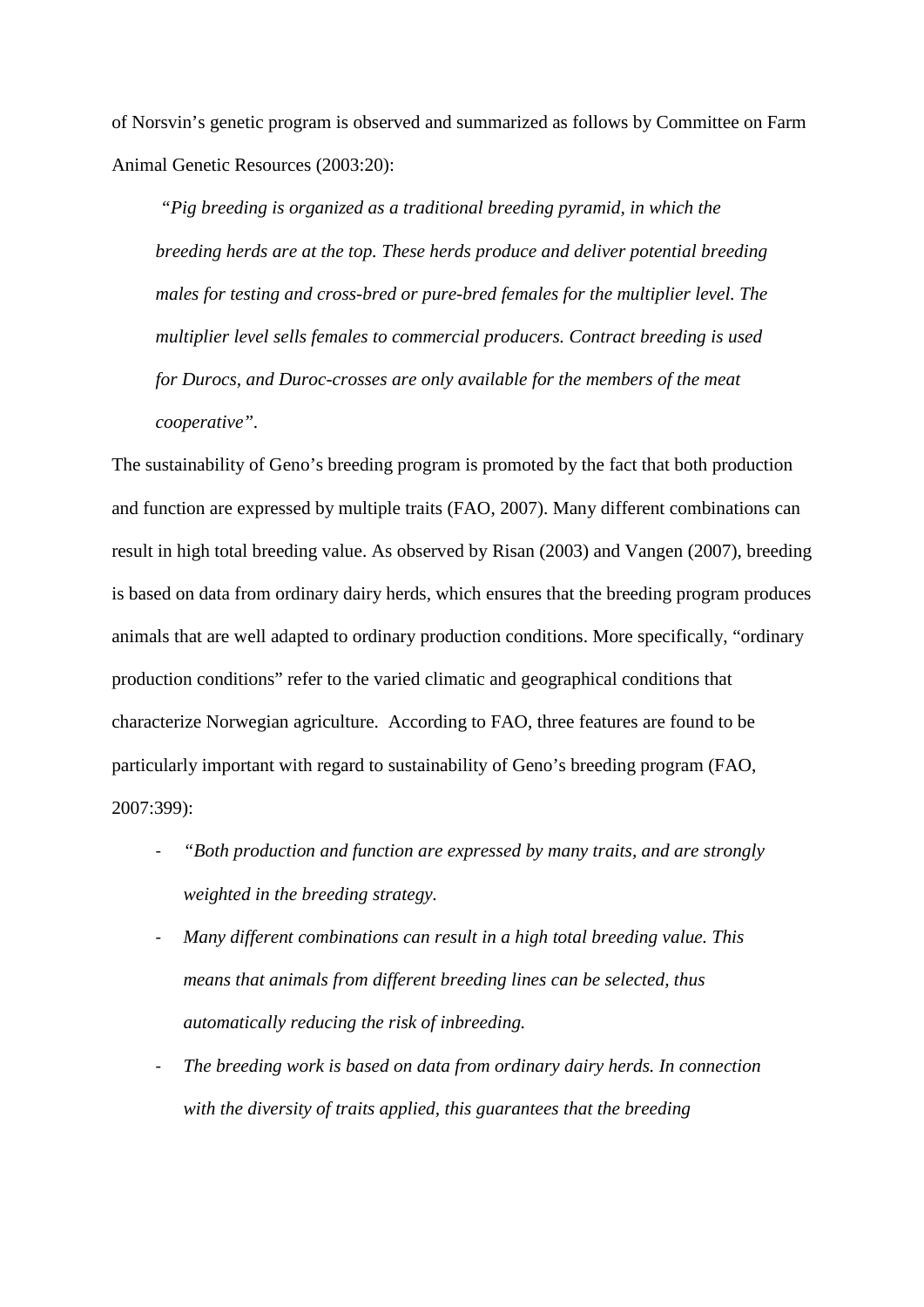of Norsvin's genetic program is observed and summarized as follows by Committee on Farm Animal Genetic Resources (2003:20):

> *"Pig breeding is organized as a traditional breeding pyramid, in which the breeding herds are at the top. These herds produce and deliver potential breeding males for testing and cross-bred or pure-bred females for the multiplier level. The multiplier level sells females to commercial producers. Contract breeding is used for Durocs, and Duroc-crosses are only available for the members of the meat cooperative".*

The sustainability of Geno's breeding program is promoted by the fact that both production and function are expressed by multiple traits (FAO, 2007). Many different combinations can result in high total breeding value. As observed by Risan (2003) and Vangen (2007), breeding is based on data from ordinary dairy herds, which ensures that the breeding program produces animals that are well adapted to ordinary production conditions. More specifically, "ordinary production conditions" refer to the varied climatic and geographical conditions that characterize Norwegian agriculture. According to FAO, three features are found to be particularly important with regard to sustainability of Geno's breeding program (FAO, 2007:399):

- *"Both production and function are expressed by many traits, and are strongly weighted in the breeding strategy.*
- *Many different combinations can result in a high total breeding value. This means that animals from different breeding lines can be selected, thus automatically reducing the risk of inbreeding.*
- *The breeding work is based on data from ordinary dairy herds. In connection with the diversity of traits applied, this guarantees that the breeding*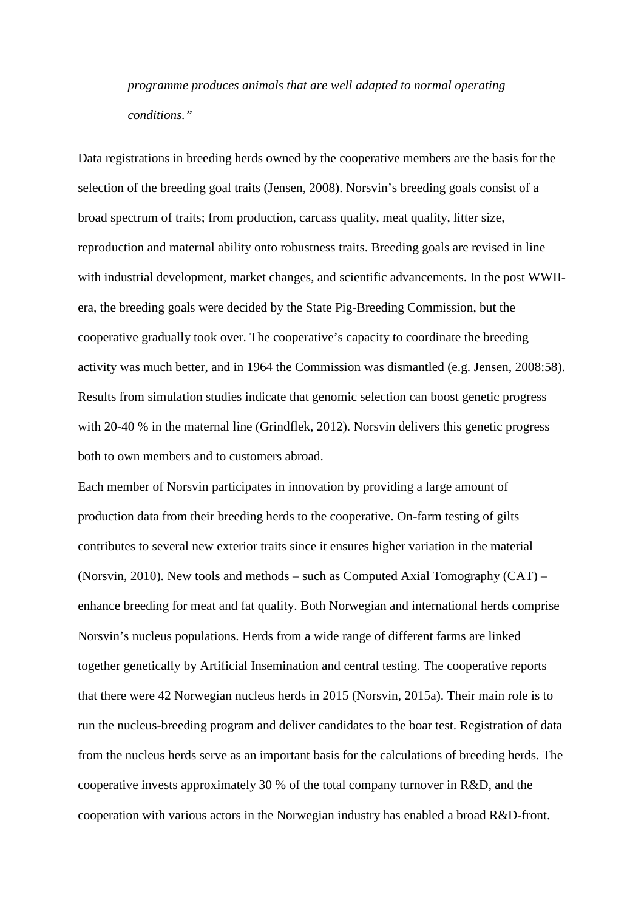*programme produces animals that are well adapted to normal operating conditions."*

Data registrations in breeding herds owned by the cooperative members are the basis for the selection of the breeding goal traits (Jensen, 2008). Norsvin's breeding goals consist of a broad spectrum of traits; from production, carcass quality, meat quality, litter size, reproduction and maternal ability onto robustness traits. Breeding goals are revised in line with industrial development, market changes, and scientific advancements. In the post WWII-era, the breeding goals were decided by the State Pig-Breeding Commission, but the cooperative gradually took over. The cooperative's capacity to coordinate the breeding activity was much better, and in 1964 the Commission was dismantled (e.g. Jensen, 2008:58). Results from simulation studies indicate that genomic selection can boost genetic progress with 20-40 % in the maternal line (Grindflek, 2012). Norsvin delivers this genetic progress both to own members and to customers abroad.

Each member of Norsvin participates in innovation by providing a large amount of production data from their breeding herds to the cooperative. On-farm testing of gilts contributes to several new exterior traits since it ensures higher variation in the material (Norsvin, 2010). New tools and methods – such as Computed Axial Tomography (CAT) – enhance breeding for meat and fat quality. Both Norwegian and international herds comprise Norsvin's nucleus populations. Herds from a wide range of different farms are linked together genetically by Artificial Insemination and central testing. The cooperative reports that there were 42 Norwegian nucleus herds in 2015 (Norsvin, 2015a). Their main role is to run the nucleus-breeding program and deliver candidates to the boar test. Registration of data from the nucleus herds serve as an important basis for the calculations of breeding herds. The cooperative invests approximately 30 % of the total company turnover in R&D, and the cooperation with various actors in the Norwegian industry has enabled a broad R&D-front.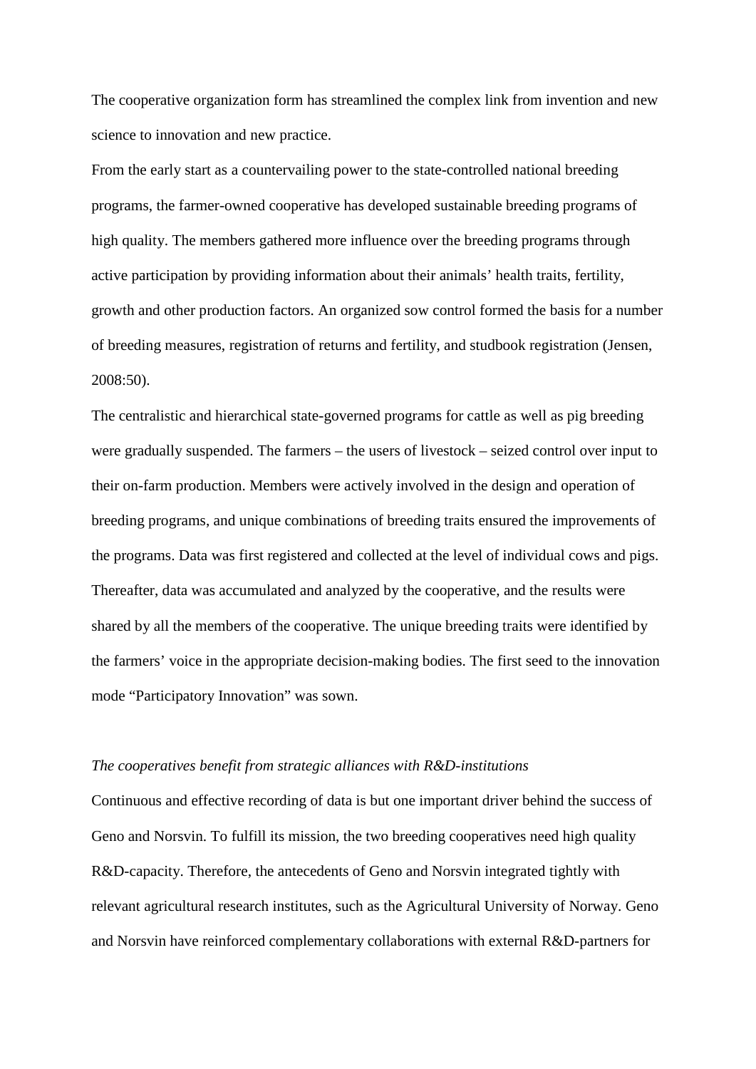The cooperative organization form has streamlined the complex link from invention and new science to innovation and new practice.

From the early start as a countervailing power to the state-controlled national breeding programs, the farmer-owned cooperative has developed sustainable breeding programs of high quality. The members gathered more influence over the breeding programs through active participation by providing information about their animals' health traits, fertility, growth and other production factors. An organized sow control formed the basis for a number of breeding measures, registration of returns and fertility, and studbook registration (Jensen, 2008:50).

The centralistic and hierarchical state-governed programs for cattle as well as pig breeding were gradually suspended. The farmers – the users of livestock – seized control over input to their on-farm production. Members were actively involved in the design and operation of breeding programs, and unique combinations of breeding traits ensured the improvements of the programs. Data was first registered and collected at the level of individual cows and pigs. Thereafter, data was accumulated and analyzed by the cooperative, and the results were shared by all the members of the cooperative. The unique breeding traits were identified by the farmers' voice in the appropriate decision-making bodies. The first seed to the innovation mode "Participatory Innovation" was sown.

*The cooperatives benefit from strategic alliances with R&D-institutions*

Continuous and effective recording of data is but one important driver behind the success of Geno and Norsvin. To fulfill its mission, the two breeding cooperatives need high quality R&D-capacity. Therefore, the antecedents of Geno and Norsvin integrated tightly with relevant agricultural research institutes, such as the Agricultural University of Norway. Geno and Norsvin have reinforced complementary collaborations with external R&D-partners for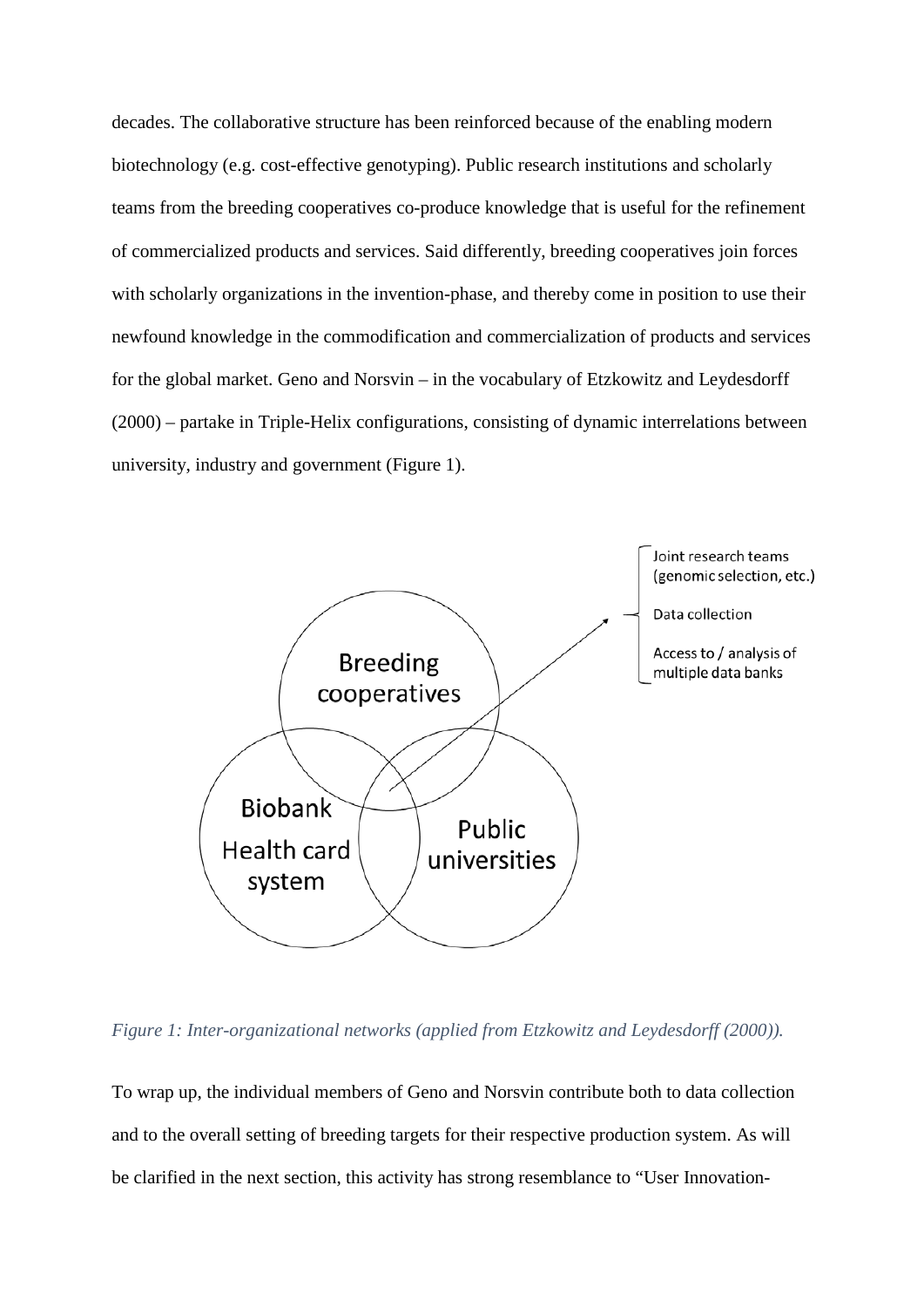decades. The collaborative structure has been reinforced because of the enabling modern biotechnology (e.g. cost-effective genotyping). Public research institutions and scholarly teams from the breeding cooperatives co-produce knowledge that is useful for the refinement of commercialized products and services. Said differently, breeding cooperatives join forces with scholarly organizations in the invention-phase, and thereby come in position to use their newfound knowledge in the commodification and commercialization of products and services for the global market. Geno and Norsvin – in the vocabulary of Etzkowitz and Leydesdorff (2000) – partake in Triple-Helix configurations, consisting of dynamic interrelations between university, industry and government (Figure 1).

Breeding cooperatives

Biobank Health card system

Public universities

Joint research teams (genomic selection, etc.)

Data collection

Access to / analysis of multiple data banks

*Figure 1: Inter-organizational networks (applied from Etzkowitz and Leydesdorff (2000)).*

To wrap up, the individual members of Geno and Norsvin contribute both to data collection and to the overall setting of breeding targets for their respective production system. As will be clarified in the next section, this activity has strong resemblance to "User Innovation-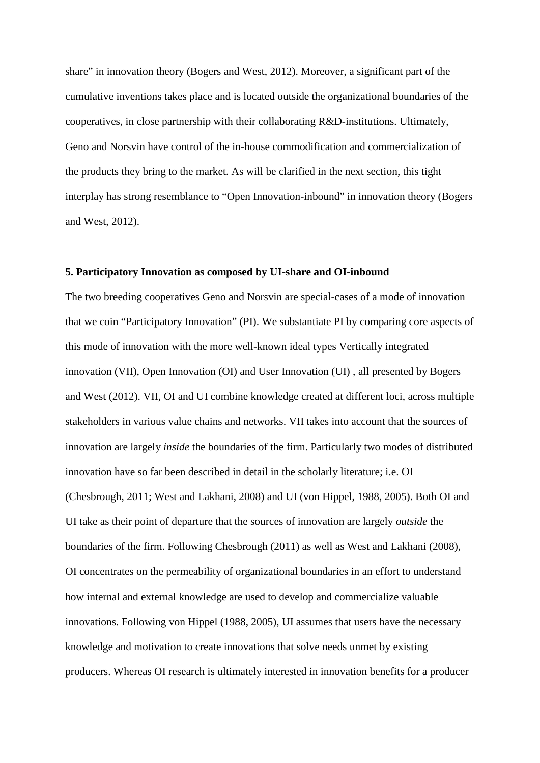share" in innovation theory (Bogers and West, 2012). Moreover, a significant part of the cumulative inventions takes place and is located outside the organizational boundaries of the cooperatives, in close partnership with their collaborating R&D-institutions. Ultimately, Geno and Norsvin have control of the in-house commodification and commercialization of the products they bring to the market. As will be clarified in the next section, this tight interplay has strong resemblance to "Open Innovation-inbound" in innovation theory (Bogers and West, 2012).

## 5. Participatory Innovation as composed by UI-share and OI-inbound

The two breeding cooperatives Geno and Norsvin are special-cases of a mode of innovation that we coin "Participatory Innovation" (PI). We substantiate PI by comparing core aspects of this mode of innovation with the more well-known ideal types Vertically integrated innovation (VII), Open Innovation (OI) and User Innovation (UI) , all presented by Bogers and West (2012). VII, OI and UI combine knowledge created at different loci, across multiple stakeholders in various value chains and networks. VII takes into account that the sources of innovation are largely *inside* the boundaries of the firm. Particularly two modes of distributed innovation have so far been described in detail in the scholarly literature; i.e. OI (Chesbrough, 2011; West and Lakhani, 2008) and UI (von Hippel, 1988, 2005). Both OI and UI take as their point of departure that the sources of innovation are largely *outside* the boundaries of the firm. Following Chesbrough (2011) as well as West and Lakhani (2008), OI concentrates on the permeability of organizational boundaries in an effort to understand how internal and external knowledge are used to develop and commercialize valuable innovations. Following von Hippel (1988, 2005), UI assumes that users have the necessary knowledge and motivation to create innovations that solve needs unmet by existing producers. Whereas OI research is ultimately interested in innovation benefits for a producer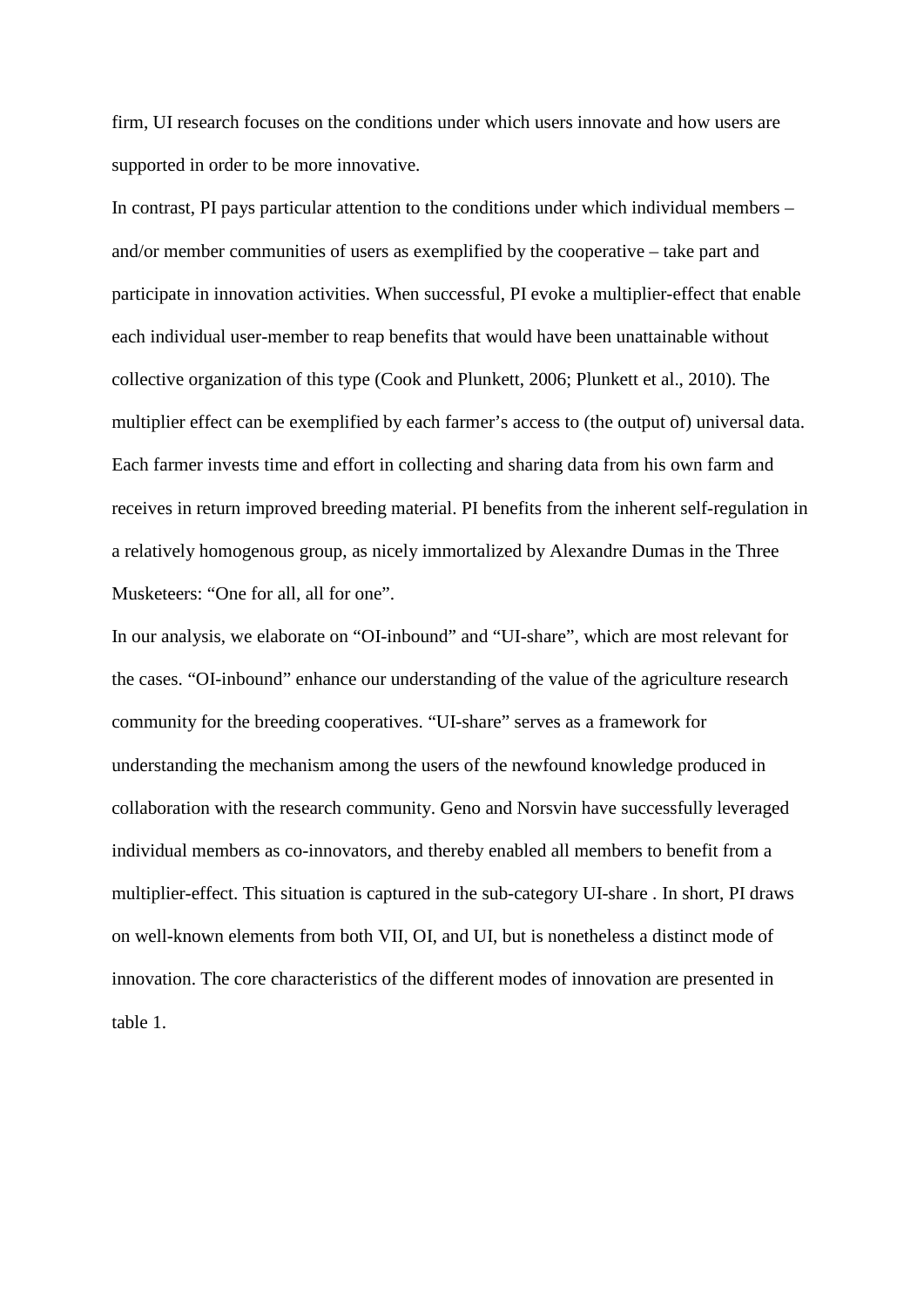firm, UI research focuses on the conditions under which users innovate and how users are supported in order to be more innovative.

In contrast, PI pays particular attention to the conditions under which individual members – and/or member communities of users as exemplified by the cooperative – take part and participate in innovation activities. When successful, PI evoke a multiplier-effect that enable each individual user-member to reap benefits that would have been unattainable without collective organization of this type (Cook and Plunkett, 2006; Plunkett et al., 2010). The multiplier effect can be exemplified by each farmer's access to (the output of) universal data. Each farmer invests time and effort in collecting and sharing data from his own farm and receives in return improved breeding material. PI benefits from the inherent self-regulation in a relatively homogenous group, as nicely immortalized by Alexandre Dumas in the Three Musketeers: "One for all, all for one".

In our analysis, we elaborate on "OI-inbound" and "UI-share", which are most relevant for the cases. "OI-inbound" enhance our understanding of the value of the agriculture research community for the breeding cooperatives. "UI-share" serves as a framework for understanding the mechanism among the users of the newfound knowledge produced in collaboration with the research community. Geno and Norsvin have successfully leveraged individual members as co-innovators, and thereby enabled all members to benefit from a multiplier-effect. This situation is captured in the sub-category UI-share . In short, PI draws on well-known elements from both VII, OI, and UI, but is nonetheless a distinct mode of innovation. The core characteristics of the different modes of innovation are presented in table 1.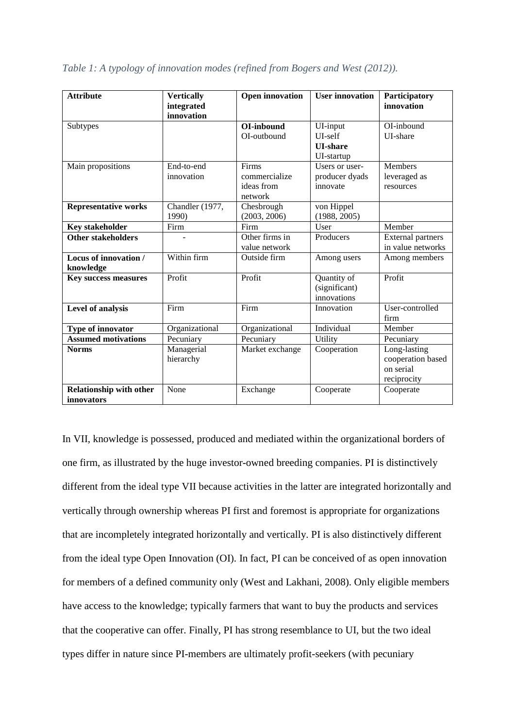*Table 1: A typology of innovation modes (refined from Bogers and West (2012)).*

| **Attribute** | **Vertically integrated innovation** | **Open innovation** | **User innovation** | **Participatory innovation** |
|---|---|---|---|---|
| Subtypes | | **OI-inbound** OI-outbound | UI-input UI-self **UI-share** UI-startup | OI-inbound UI-share |
| Main propositions | End-to-end innovation | Firms commercialize ideas from network | Users or user-producer dyads innovate | Members leveraged as resources |
| **Representative works** | Chandler (1977, 1990) | Chesbrough (2003, 2006) | von Hippel (1988, 2005) | |
| **Key stakeholder** | Firm | Firm | User | Member |
| **Other stakeholders** | - | Other firms in value network | Producers | External partners in value networks |
| **Locus of innovation / knowledge** | Within firm | Outside firm | Among users | Among members |
| **Key success measures** | Profit | Profit | Quantity of (significant) innovations | Profit |
| **Level of analysis** | Firm | Firm | Innovation | User-controlled firm |
| **Type of innovator** | Organizational | Organizational | Individual | Member |
| **Assumed motivations** | Pecuniary | Pecuniary | Utility | Pecuniary |
| **Norms** | Managerial hierarchy | Market exchange | Cooperation | Long-lasting cooperation based on serial reciprocity |
| **Relationship with other innovators** | None | Exchange | Cooperate | Cooperate |

In VII, knowledge is possessed, produced and mediated within the organizational borders of one firm, as illustrated by the huge investor-owned breeding companies. PI is distinctively different from the ideal type VII because activities in the latter are integrated horizontally and vertically through ownership whereas PI first and foremost is appropriate for organizations that are incompletely integrated horizontally and vertically. PI is also distinctively different from the ideal type Open Innovation (OI). In fact, PI can be conceived of as open innovation for members of a defined community only (West and Lakhani, 2008). Only eligible members have access to the knowledge; typically farmers that want to buy the products and services that the cooperative can offer. Finally, PI has strong resemblance to UI, but the two ideal types differ in nature since PI-members are ultimately profit-seekers (with pecuniary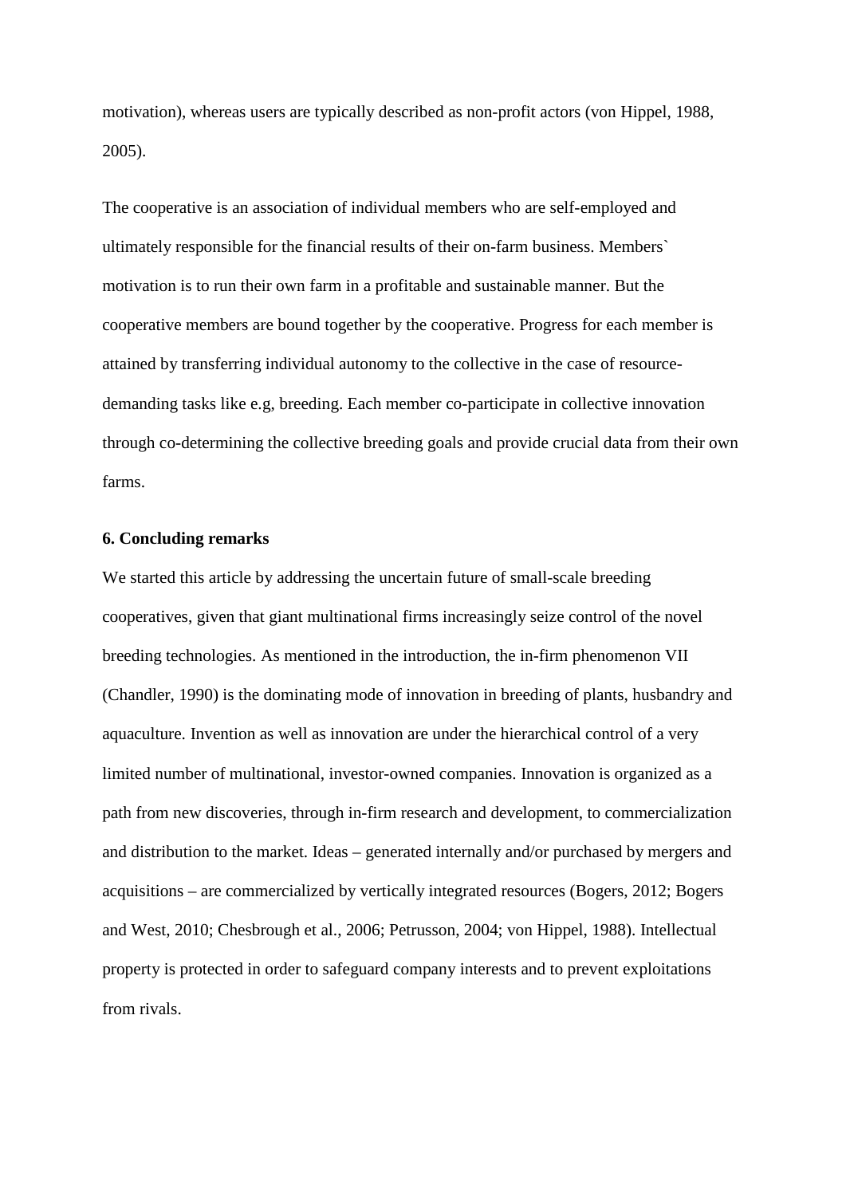motivation), whereas users are typically described as non-profit actors (von Hippel, 1988, 2005).

The cooperative is an association of individual members who are self-employed and ultimately responsible for the financial results of their on-farm business. Members` motivation is to run their own farm in a profitable and sustainable manner. But the cooperative members are bound together by the cooperative. Progress for each member is attained by transferring individual autonomy to the collective in the case of resource-demanding tasks like e.g, breeding. Each member co-participate in collective innovation through co-determining the collective breeding goals and provide crucial data from their own farms.

### 6. Concluding remarks

We started this article by addressing the uncertain future of small-scale breeding cooperatives, given that giant multinational firms increasingly seize control of the novel breeding technologies. As mentioned in the introduction, the in-firm phenomenon VII (Chandler, 1990) is the dominating mode of innovation in breeding of plants, husbandry and aquaculture. Invention as well as innovation are under the hierarchical control of a very limited number of multinational, investor-owned companies. Innovation is organized as a path from new discoveries, through in-firm research and development, to commercialization and distribution to the market. Ideas – generated internally and/or purchased by mergers and acquisitions – are commercialized by vertically integrated resources (Bogers, 2012; Bogers and West, 2010; Chesbrough et al., 2006; Petrusson, 2004; von Hippel, 1988). Intellectual property is protected in order to safeguard company interests and to prevent exploitations from rivals.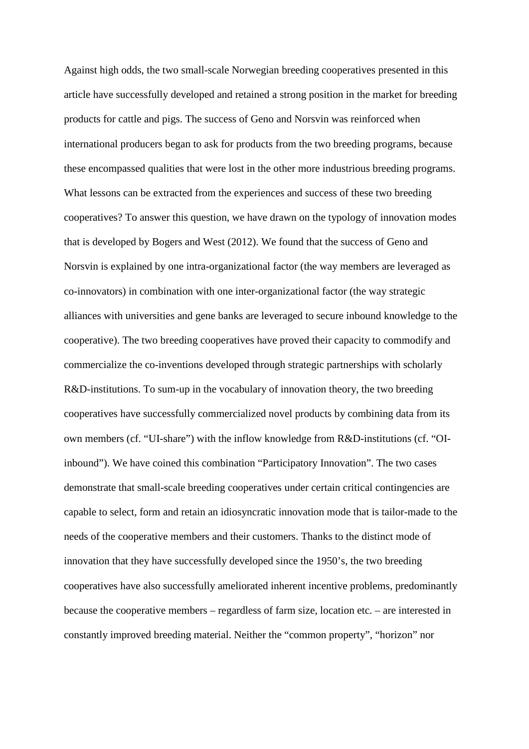Against high odds, the two small-scale Norwegian breeding cooperatives presented in this article have successfully developed and retained a strong position in the market for breeding products for cattle and pigs. The success of Geno and Norsvin was reinforced when international producers began to ask for products from the two breeding programs, because these encompassed qualities that were lost in the other more industrious breeding programs. What lessons can be extracted from the experiences and success of these two breeding cooperatives? To answer this question, we have drawn on the typology of innovation modes that is developed by Bogers and West (2012). We found that the success of Geno and Norsvin is explained by one intra-organizational factor (the way members are leveraged as co-innovators) in combination with one inter-organizational factor (the way strategic alliances with universities and gene banks are leveraged to secure inbound knowledge to the cooperative). The two breeding cooperatives have proved their capacity to commodify and commercialize the co-inventions developed through strategic partnerships with scholarly R&D-institutions. To sum-up in the vocabulary of innovation theory, the two breeding cooperatives have successfully commercialized novel products by combining data from its own members (cf. "UI-share") with the inflow knowledge from R&D-institutions (cf. "OI-inbound"). We have coined this combination "Participatory Innovation". The two cases demonstrate that small-scale breeding cooperatives under certain critical contingencies are capable to select, form and retain an idiosyncratic innovation mode that is tailor-made to the needs of the cooperative members and their customers. Thanks to the distinct mode of innovation that they have successfully developed since the 1950's, the two breeding cooperatives have also successfully ameliorated inherent incentive problems, predominantly because the cooperative members – regardless of farm size, location etc. – are interested in constantly improved breeding material. Neither the "common property", "horizon" nor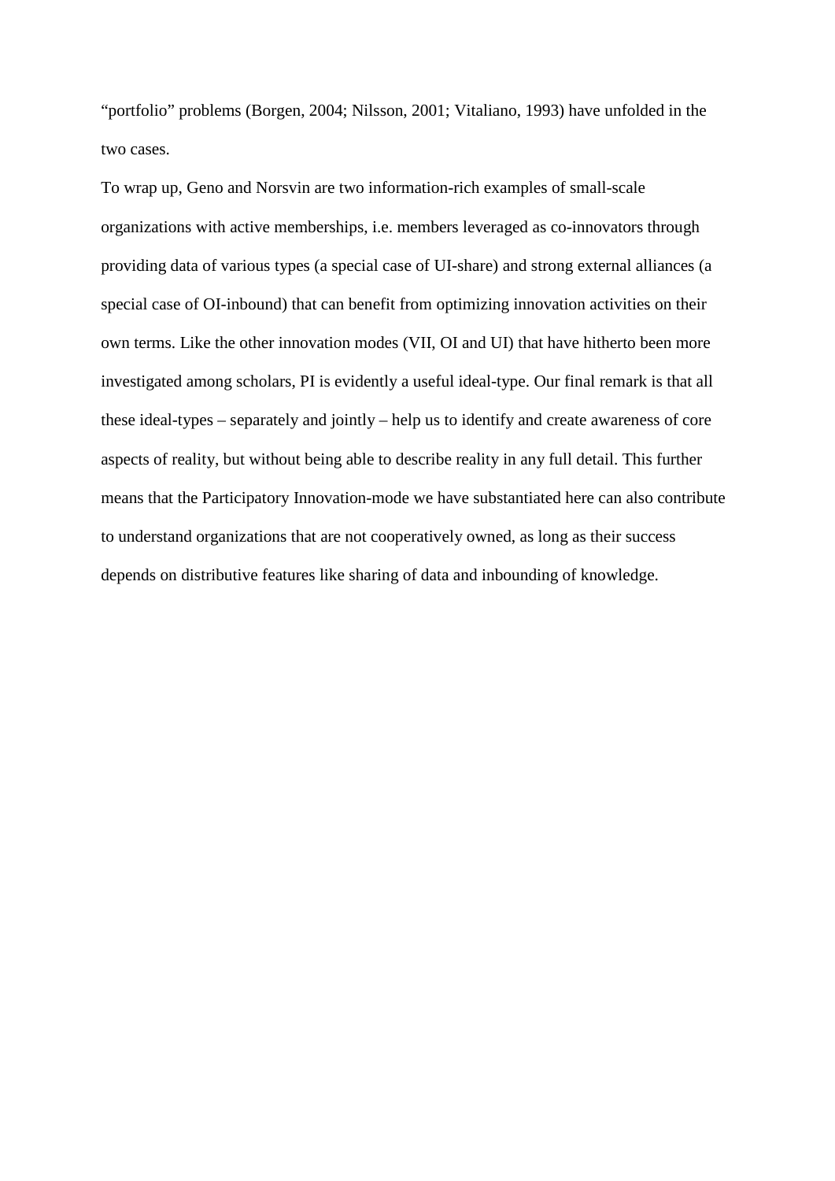"portfolio" problems (Borgen, 2004; Nilsson, 2001; Vitaliano, 1993) have unfolded in the two cases.

To wrap up, Geno and Norsvin are two information-rich examples of small-scale organizations with active memberships, i.e. members leveraged as co-innovators through providing data of various types (a special case of UI-share) and strong external alliances (a special case of OI-inbound) that can benefit from optimizing innovation activities on their own terms. Like the other innovation modes (VII, OI and UI) that have hitherto been more investigated among scholars, PI is evidently a useful ideal-type. Our final remark is that all these ideal-types – separately and jointly – help us to identify and create awareness of core aspects of reality, but without being able to describe reality in any full detail. This further means that the Participatory Innovation-mode we have substantiated here can also contribute to understand organizations that are not cooperatively owned, as long as their success depends on distributive features like sharing of data and inbounding of knowledge.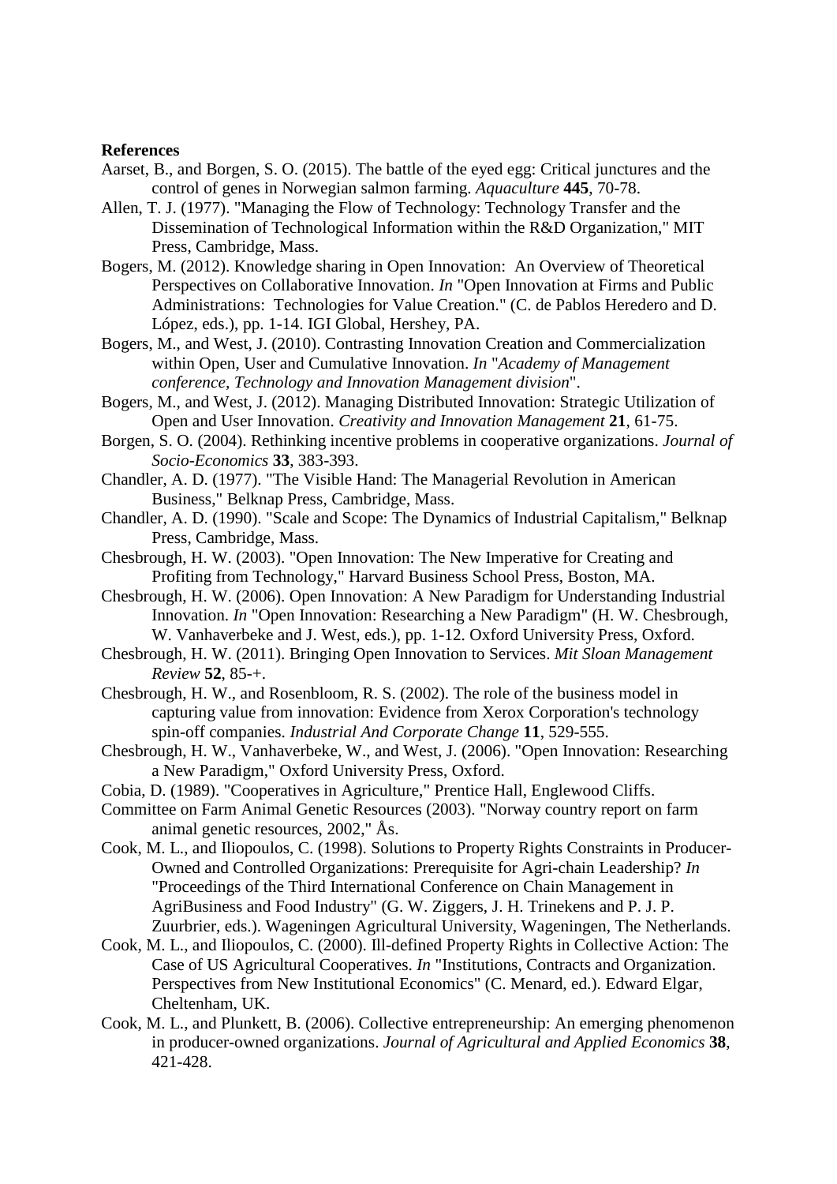**References**

Aarset, B., and Borgen, S. O. (2015). The battle of the eyed egg: Critical junctures and the control of genes in Norwegian salmon farming. *Aquaculture* **445**, 70-78.

Allen, T. J. (1977). "Managing the Flow of Technology: Technology Transfer and the Dissemination of Technological Information within the R&D Organization," MIT Press, Cambridge, Mass.

Bogers, M. (2012). Knowledge sharing in Open Innovation: An Overview of Theoretical Perspectives on Collaborative Innovation. *In* "Open Innovation at Firms and Public Administrations: Technologies for Value Creation." (C. de Pablos Heredero and D. López, eds.), pp. 1-14. IGI Global, Hershey, PA.

Bogers, M., and West, J. (2010). Contrasting Innovation Creation and Commercialization within Open, User and Cumulative Innovation. *In* "*Academy of Management conference, Technology and Innovation Management division*".

Bogers, M., and West, J. (2012). Managing Distributed Innovation: Strategic Utilization of Open and User Innovation. *Creativity and Innovation Management* **21**, 61-75.

Borgen, S. O. (2004). Rethinking incentive problems in cooperative organizations. *Journal of Socio-Economics* **33**, 383-393.

Chandler, A. D. (1977). "The Visible Hand: The Managerial Revolution in American Business," Belknap Press, Cambridge, Mass.

Chandler, A. D. (1990). "Scale and Scope: The Dynamics of Industrial Capitalism," Belknap Press, Cambridge, Mass.

Chesbrough, H. W. (2003). "Open Innovation: The New Imperative for Creating and Profiting from Technology," Harvard Business School Press, Boston, MA.

Chesbrough, H. W. (2006). Open Innovation: A New Paradigm for Understanding Industrial Innovation. *In* "Open Innovation: Researching a New Paradigm" (H. W. Chesbrough, W. Vanhaverbeke and J. West, eds.), pp. 1-12. Oxford University Press, Oxford.

Chesbrough, H. W. (2011). Bringing Open Innovation to Services. *Mit Sloan Management Review* **52**, 85-+.

Chesbrough, H. W., and Rosenbloom, R. S. (2002). The role of the business model in capturing value from innovation: Evidence from Xerox Corporation's technology spin-off companies. *Industrial And Corporate Change* **11**, 529-555.

Chesbrough, H. W., Vanhaverbeke, W., and West, J. (2006). "Open Innovation: Researching a New Paradigm," Oxford University Press, Oxford.

Cobia, D. (1989). "Cooperatives in Agriculture," Prentice Hall, Englewood Cliffs.

Committee on Farm Animal Genetic Resources (2003). "Norway country report on farm animal genetic resources, 2002," Ås.

Cook, M. L., and Iliopoulos, C. (1998). Solutions to Property Rights Constraints in Producer-Owned and Controlled Organizations: Prerequisite for Agri-chain Leadership? *In* "Proceedings of the Third International Conference on Chain Management in AgriBusiness and Food Industry" (G. W. Ziggers, J. H. Trinekens and P. J. P. Zuurbrier, eds.). Wageningen Agricultural University, Wageningen, The Netherlands.

Cook, M. L., and Iliopoulos, C. (2000). Ill-defined Property Rights in Collective Action: The Case of US Agricultural Cooperatives. *In* "Institutions, Contracts and Organization. Perspectives from New Institutional Economics" (C. Menard, ed.). Edward Elgar, Cheltenham, UK.

Cook, M. L., and Plunkett, B. (2006). Collective entrepreneurship: An emerging phenomenon in producer-owned organizations. *Journal of Agricultural and Applied Economics* **38**, 421-428.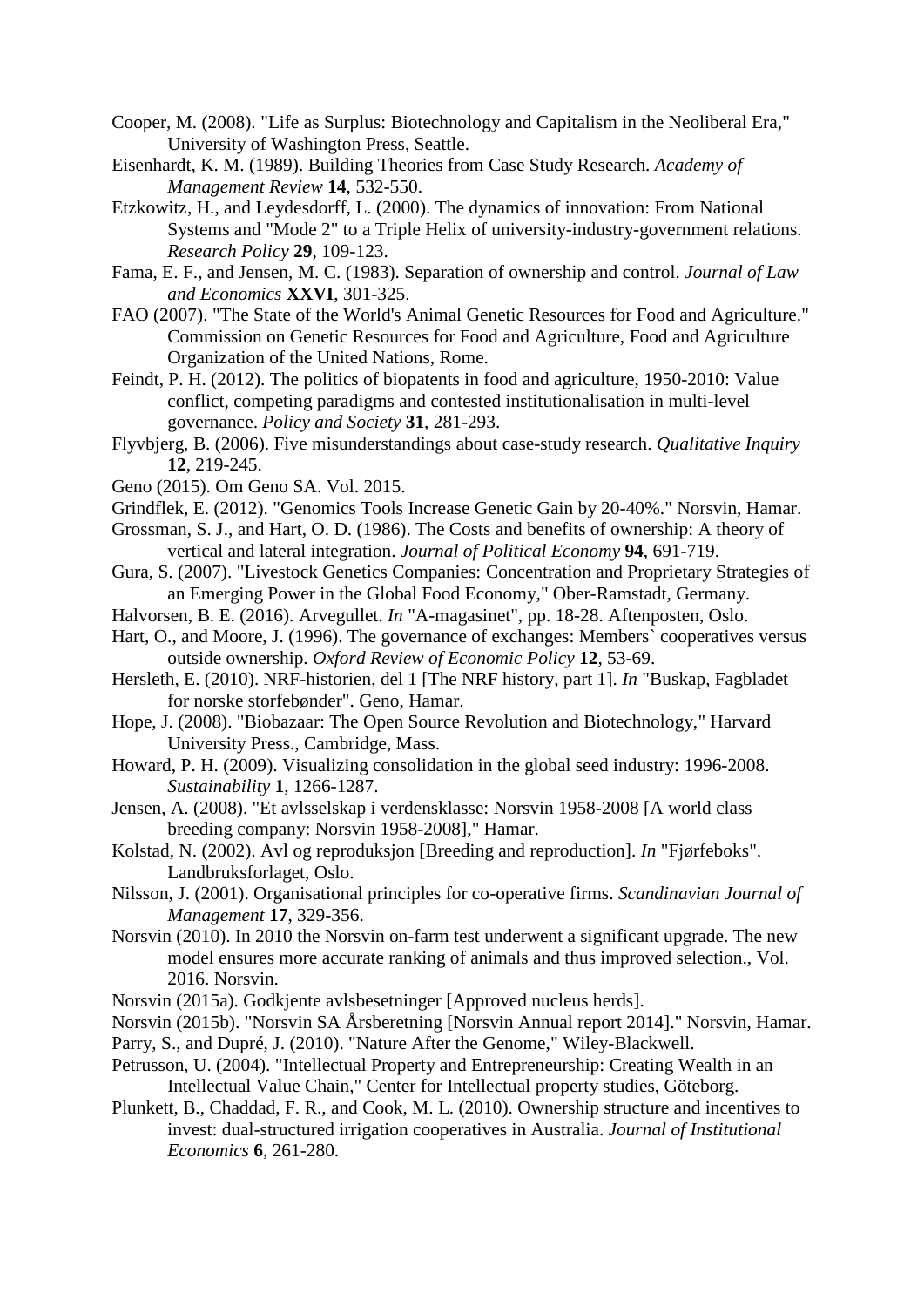Cooper, M. (2008). "Life as Surplus: Biotechnology and Capitalism in the Neoliberal Era," University of Washington Press, Seattle.

Eisenhardt, K. M. (1989). Building Theories from Case Study Research. *Academy of Management Review* **14**, 532-550.

Etzkowitz, H., and Leydesdorff, L. (2000). The dynamics of innovation: From National Systems and "Mode 2" to a Triple Helix of university-industry-government relations. *Research Policy* **29**, 109-123.

Fama, E. F., and Jensen, M. C. (1983). Separation of ownership and control. *Journal of Law and Economics* **XXVI**, 301-325.

FAO (2007). "The State of the World's Animal Genetic Resources for Food and Agriculture." Commission on Genetic Resources for Food and Agriculture, Food and Agriculture Organization of the United Nations, Rome.

Feindt, P. H. (2012). The politics of biopatents in food and agriculture, 1950-2010: Value conflict, competing paradigms and contested institutionalisation in multi-level governance. *Policy and Society* **31**, 281-293.

Flyvbjerg, B. (2006). Five misunderstandings about case-study research. *Qualitative Inquiry* **12**, 219-245.

Geno (2015). Om Geno SA. Vol. 2015.

Grindflek, E. (2012). "Genomics Tools Increase Genetic Gain by 20-40%." Norsvin, Hamar.

Grossman, S. J., and Hart, O. D. (1986). The Costs and benefits of ownership: A theory of vertical and lateral integration. *Journal of Political Economy* **94**, 691-719.

Gura, S. (2007). "Livestock Genetics Companies: Concentration and Proprietary Strategies of an Emerging Power in the Global Food Economy," Ober-Ramstadt, Germany.

Halvorsen, B. E. (2016). Arvegullet. *In* "A-magasinet", pp. 18-28. Aftenposten, Oslo.

Hart, O., and Moore, J. (1996). The governance of exchanges: Members` cooperatives versus outside ownership. *Oxford Review of Economic Policy* **12**, 53-69.

Hersleth, E. (2010). NRF-historien, del 1 [The NRF history, part 1]. *In* "Buskap, Fagbladet for norske storfebønder". Geno, Hamar.

Hope, J. (2008). "Biobazaar: The Open Source Revolution and Biotechnology," Harvard University Press., Cambridge, Mass.

Howard, P. H. (2009). Visualizing consolidation in the global seed industry: 1996-2008. *Sustainability* **1**, 1266-1287.

Jensen, A. (2008). "Et avlsselskap i verdensklasse: Norsvin 1958-2008 [A world class breeding company: Norsvin 1958-2008]," Hamar.

Kolstad, N. (2002). Avl og reproduksjon [Breeding and reproduction]. *In* "Fjørfeboks". Landbruksforlaget, Oslo.

Nilsson, J. (2001). Organisational principles for co-operative firms. *Scandinavian Journal of Management* **17**, 329-356.

Norsvin (2010). In 2010 the Norsvin on-farm test underwent a significant upgrade. The new model ensures more accurate ranking of animals and thus improved selection., Vol. 2016. Norsvin.

Norsvin (2015a). Godkjente avlsbesetninger [Approved nucleus herds].

Norsvin (2015b). "Norsvin SA Årsberetning [Norsvin Annual report 2014]." Norsvin, Hamar.

Parry, S., and Dupré, J. (2010). "Nature After the Genome," Wiley-Blackwell.

Petrusson, U. (2004). "Intellectual Property and Entrepreneurship: Creating Wealth in an Intellectual Value Chain," Center for Intellectual property studies, Göteborg.

Plunkett, B., Chaddad, F. R., and Cook, M. L. (2010). Ownership structure and incentives to invest: dual-structured irrigation cooperatives in Australia. *Journal of Institutional Economics* **6**, 261-280.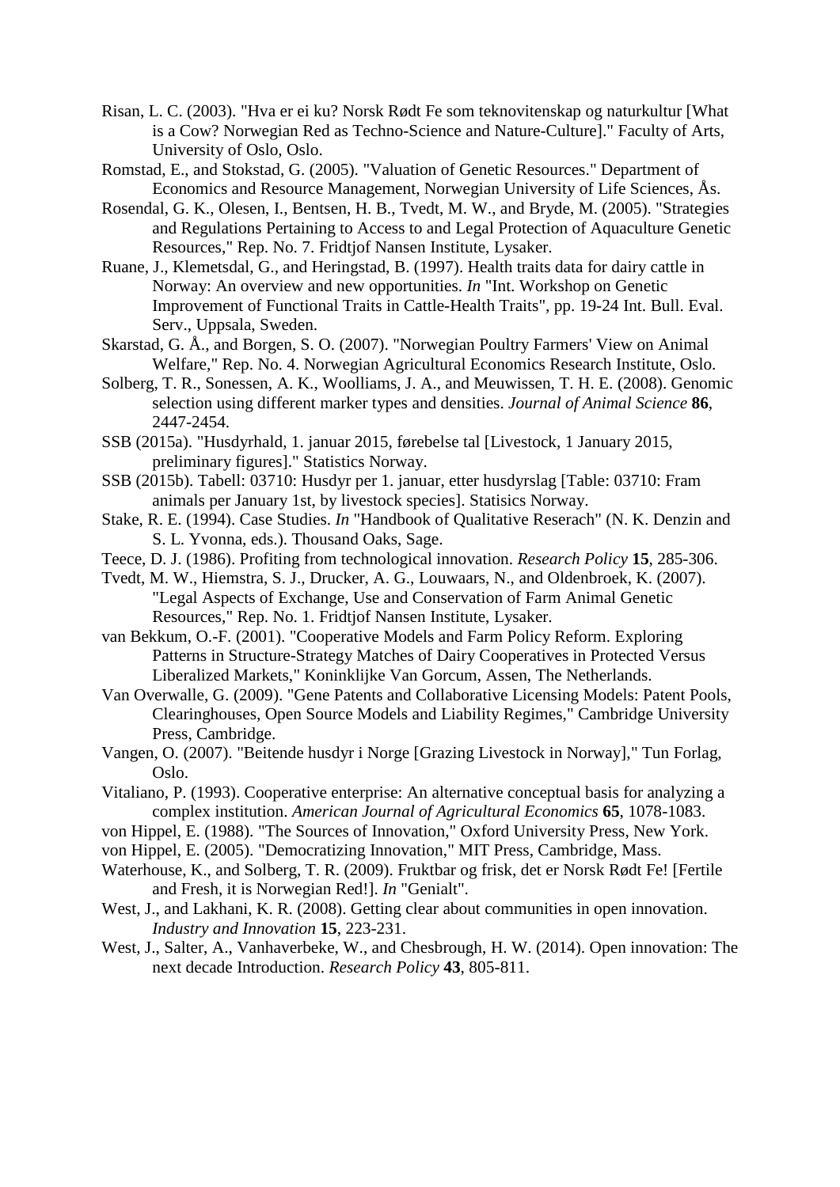Risan, L. C. (2003). "Hva er ei ku? Norsk Rødt Fe som teknovitenskap og naturkultur [What is a Cow? Norwegian Red as Techno-Science and Nature-Culture]." Faculty of Arts, University of Oslo, Oslo.

Romstad, E., and Stokstad, G. (2005). "Valuation of Genetic Resources." Department of Economics and Resource Management, Norwegian University of Life Sciences, Ås.

Rosendal, G. K., Olesen, I., Bentsen, H. B., Tvedt, M. W., and Bryde, M. (2005). "Strategies and Regulations Pertaining to Access to and Legal Protection of Aquaculture Genetic Resources," Rep. No. 7. Fridtjof Nansen Institute, Lysaker.

Ruane, J., Klemetsdal, G., and Heringstad, B. (1997). Health traits data for dairy cattle in Norway: An overview and new opportunities. *In* "Int. Workshop on Genetic Improvement of Functional Traits in Cattle-Health Traits", pp. 19-24 Int. Bull. Eval. Serv., Uppsala, Sweden.

Skarstad, G. Å., and Borgen, S. O. (2007). "Norwegian Poultry Farmers' View on Animal Welfare," Rep. No. 4. Norwegian Agricultural Economics Research Institute, Oslo.

Solberg, T. R., Sonessen, A. K., Woolliams, J. A., and Meuwissen, T. H. E. (2008). Genomic selection using different marker types and densities. *Journal of Animal Science* **86**, 2447-2454.

SSB (2015a). "Husdyrhald, 1. januar 2015, førebelse tal [Livestock, 1 January 2015, preliminary figures]." Statistics Norway.

SSB (2015b). Tabell: 03710: Husdyr per 1. januar, etter husdyrslag [Table: 03710: Fram animals per January 1st, by livestock species]. Statisics Norway.

Stake, R. E. (1994). Case Studies. *In* "Handbook of Qualitative Reserach" (N. K. Denzin and S. L. Yvonna, eds.). Thousand Oaks, Sage.

Teece, D. J. (1986). Profiting from technological innovation. *Research Policy* **15**, 285-306.

Tvedt, M. W., Hiemstra, S. J., Drucker, A. G., Louwaars, N., and Oldenbroek, K. (2007). "Legal Aspects of Exchange, Use and Conservation of Farm Animal Genetic Resources," Rep. No. 1. Fridtjof Nansen Institute, Lysaker.

van Bekkum, O.-F. (2001). "Cooperative Models and Farm Policy Reform. Exploring Patterns in Structure-Strategy Matches of Dairy Cooperatives in Protected Versus Liberalized Markets," Koninklijke Van Gorcum, Assen, The Netherlands.

Van Overwalle, G. (2009). "Gene Patents and Collaborative Licensing Models: Patent Pools, Clearinghouses, Open Source Models and Liability Regimes," Cambridge University Press, Cambridge.

Vangen, O. (2007). "Beitende husdyr i Norge [Grazing Livestock in Norway]," Tun Forlag, Oslo.

Vitaliano, P. (1993). Cooperative enterprise: An alternative conceptual basis for analyzing a complex institution. *American Journal of Agricultural Economics* **65**, 1078-1083.

von Hippel, E. (1988). "The Sources of Innovation," Oxford University Press, New York.

von Hippel, E. (2005). "Democratizing Innovation," MIT Press, Cambridge, Mass.

Waterhouse, K., and Solberg, T. R. (2009). Fruktbar og frisk, det er Norsk Rødt Fe! [Fertile and Fresh, it is Norwegian Red!]. *In* "Genialt".

West, J., and Lakhani, K. R. (2008). Getting clear about communities in open innovation. *Industry and Innovation* **15**, 223-231.

West, J., Salter, A., Vanhaverbeke, W., and Chesbrough, H. W. (2014). Open innovation: The next decade Introduction. *Research Policy* **43**, 805-811.